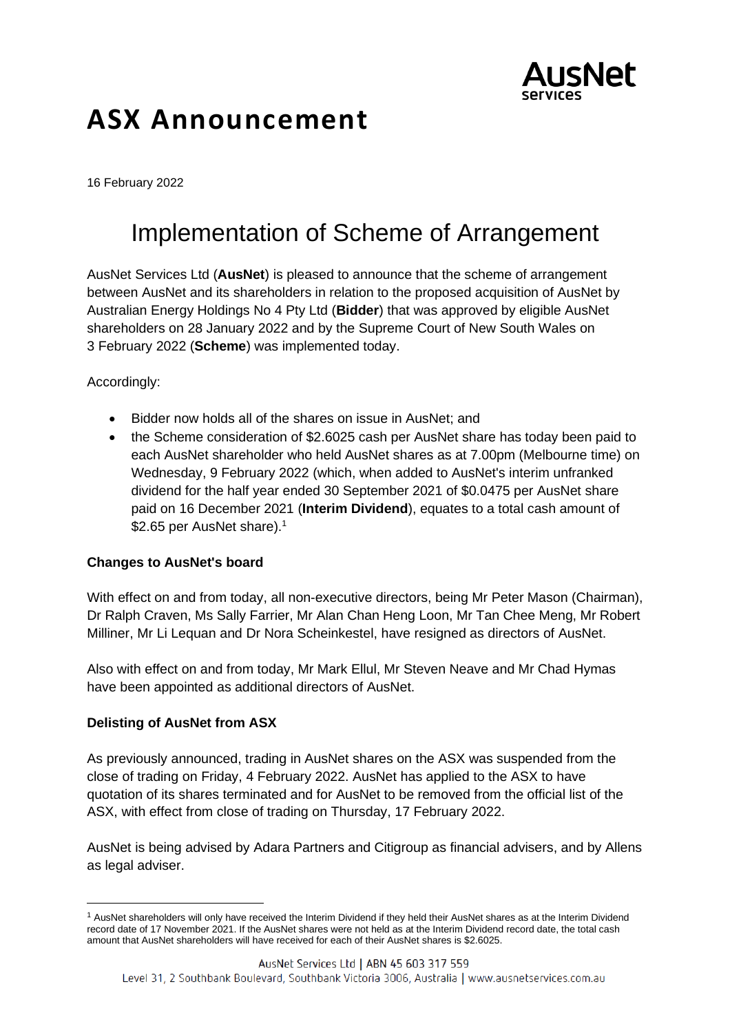# ASX Announcement

16 February 2022

## Implementation of Scheme of Arrangement

AusNet Services Ltd (**AusNet**) is pleased to announce that the scheme of arrangement between AusNet and its shareholders in relation to the proposed acquisition of AusNet by Australian Energy Holdings No 4 Pty Ltd (**Bidder**) that was approved by eligible AusNet shareholders on 28 January 2022 and by the Supreme Court of New South Wales on 3 February 2022 (**Scheme**) was implemented today.

Accordingly:

- Bidder now holds all of the shares on issue in AusNet; and
- the Scheme consideration of $2.6025 cash per AusNet share has today been paid to each AusNet shareholder who held AusNet shares as at 7.00pm (Melbourne time) on Wednesday, 9 February 2022 (which, when added to AusNet's interim unfranked dividend for the half year ended 30 September 2021 of $0.0475 per AusNet share paid on 16 December 2021 (**Interim Dividend**), equates to a total cash amount of $2.65 per AusNet share).[1]

### Changes to AusNet's board

With effect on and from today, all non-executive directors, being Mr Peter Mason (Chairman), Dr Ralph Craven, Ms Sally Farrier, Mr Alan Chan Heng Loon, Mr Tan Chee Meng, Mr Robert Milliner, Mr Li Lequan and Dr Nora Scheinkestel, have resigned as directors of AusNet.

Also with effect on and from today, Mr Mark Ellul, Mr Steven Neave and Mr Chad Hymas have been appointed as additional directors of AusNet.

### Delisting of AusNet from ASX

As previously announced, trading in AusNet shares on the ASX was suspended from the close of trading on Friday, 4 February 2022. AusNet has applied to the ASX to have quotation of its shares terminated and for AusNet to be removed from the official list of the ASX, with effect from close of trading on Thursday, 17 February 2022.

AusNet is being advised by Adara Partners and Citigroup as financial advisers, and by Allens as legal adviser.

---

[1] AusNet shareholders will only have received the Interim Dividend if they held their AusNet shares as at the Interim Dividend record date of 17 November 2021. If the AusNet shares were not held as at the Interim Dividend record date, the total cash amount that AusNet shareholders will have received for each of their AusNet shares is $2.6025.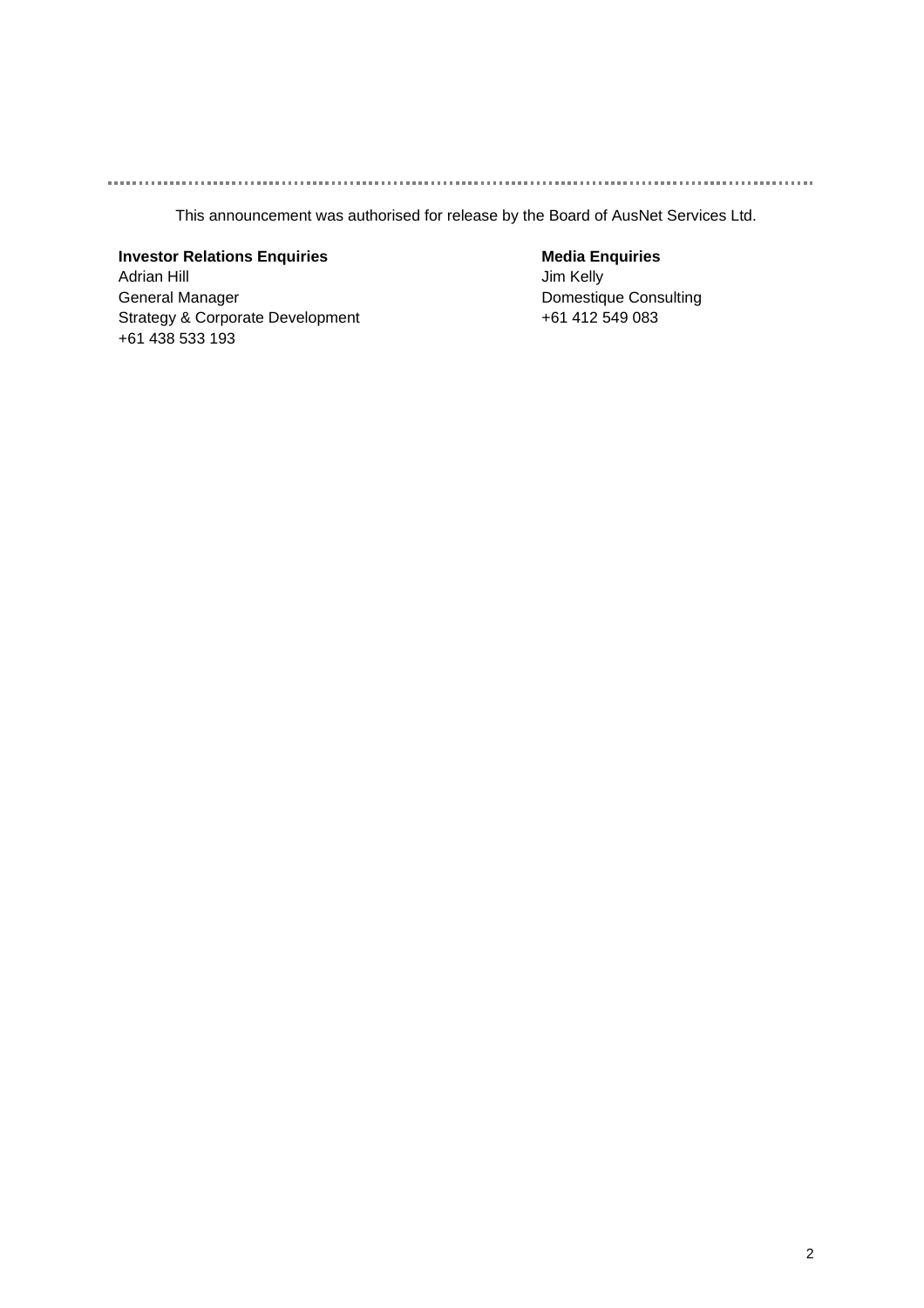---

This announcement was authorised for release by the Board of AusNet Services Ltd.

**Investor Relations Enquiries**
Adrian Hill
General Manager
Strategy & Corporate Development
+61 438 533 193

**Media Enquiries**
Jim Kelly
Domestique Consulting
+61 412 549 083